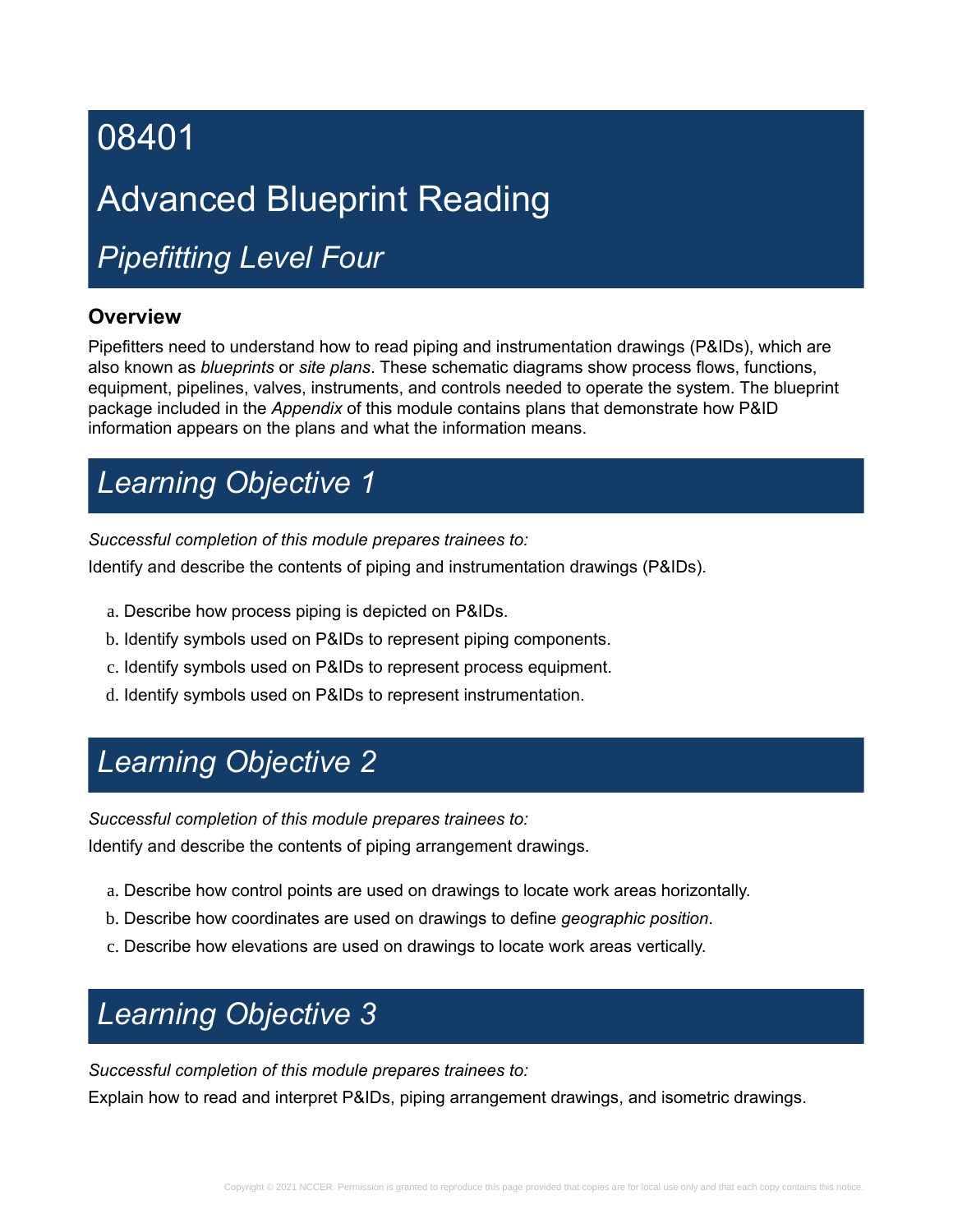# 08401

# Advanced Blueprint Reading

## *Pipefitting Level Four*

### Overview

Pipefitters need to understand how to read piping and instrumentation drawings (P&IDs), which are also known as *blueprints* or *site plans*. These schematic diagrams show process flows, functions, equipment, pipelines, valves, instruments, and controls needed to operate the system. The blueprint package included in the *Appendix* of this module contains plans that demonstrate how P&ID information appears on the plans and what the information means.

## *Learning Objective 1*

*Successful completion of this module prepares trainees to:*

Identify and describe the contents of piping and instrumentation drawings (P&IDs).

a. Describe how process piping is depicted on P&IDs.
b. Identify symbols used on P&IDs to represent piping components.
c. Identify symbols used on P&IDs to represent process equipment.
d. Identify symbols used on P&IDs to represent instrumentation.

## *Learning Objective 2*

*Successful completion of this module prepares trainees to:*

Identify and describe the contents of piping arrangement drawings.

a. Describe how control points are used on drawings to locate work areas horizontally.
b. Describe how coordinates are used on drawings to define *geographic position*.
c. Describe how elevations are used on drawings to locate work areas vertically.

## *Learning Objective 3*

*Successful completion of this module prepares trainees to:*

Explain how to read and interpret P&IDs, piping arrangement drawings, and isometric drawings.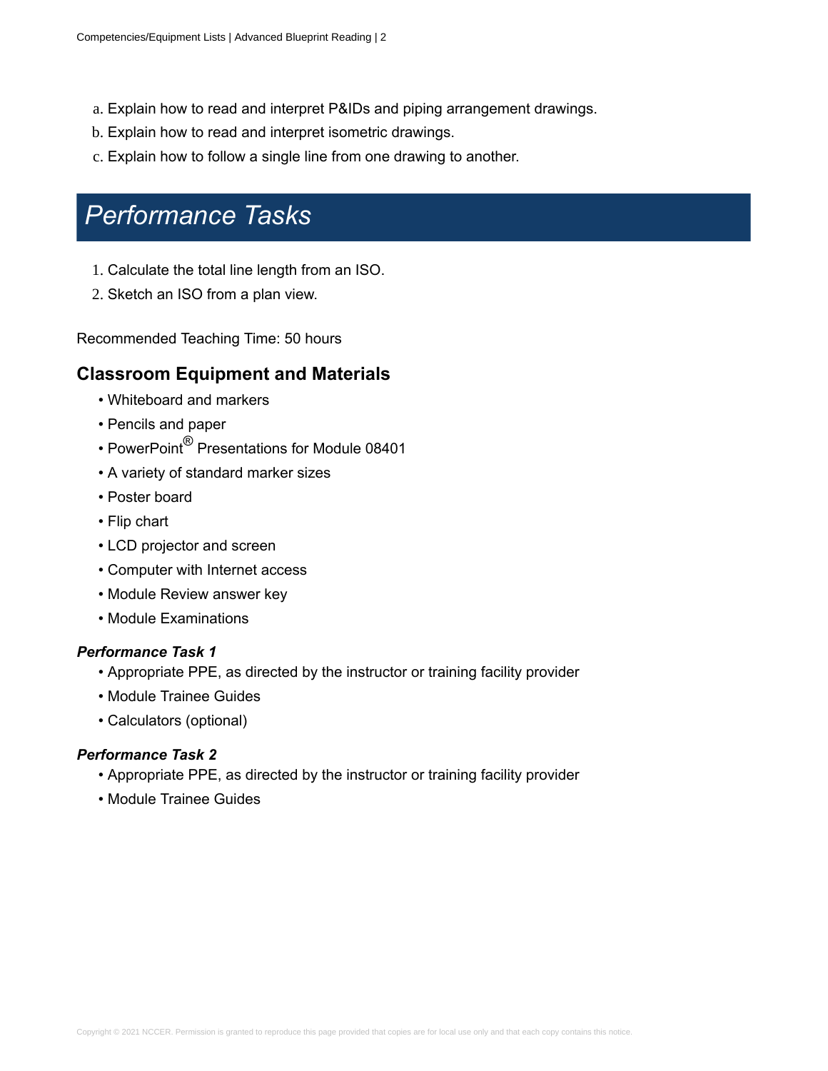a. Explain how to read and interpret P&IDs and piping arrangement drawings.
b. Explain how to read and interpret isometric drawings.
c. Explain how to follow a single line from one drawing to another.

# *Performance Tasks*

1. Calculate the total line length from an ISO.
2. Sketch an ISO from a plan view.

Recommended Teaching Time: 50 hours

## Classroom Equipment and Materials

- Whiteboard and markers
- Pencils and paper
- PowerPoint® Presentations for Module 08401
- A variety of standard marker sizes
- Poster board
- Flip chart
- LCD projector and screen
- Computer with Internet access
- Module Review answer key
- Module Examinations

### *Performance Task 1*

- Appropriate PPE, as directed by the instructor or training facility provider
- Module Trainee Guides
- Calculators (optional)

### *Performance Task 2*

- Appropriate PPE, as directed by the instructor or training facility provider
- Module Trainee Guides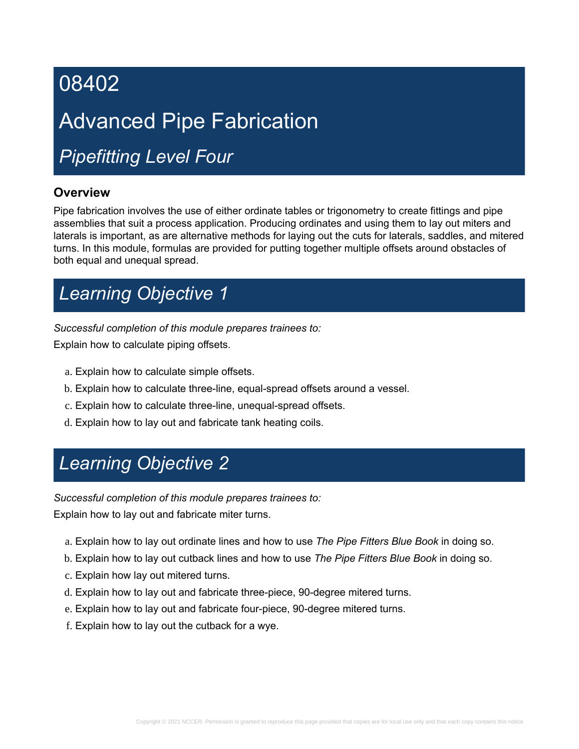# 08402

# Advanced Pipe Fabrication

## *Pipefitting Level Four*

### Overview

Pipe fabrication involves the use of either ordinate tables or trigonometry to create fittings and pipe assemblies that suit a process application. Producing ordinates and using them to lay out miters and laterals is important, as are alternative methods for laying out the cuts for laterals, saddles, and mitered turns. In this module, formulas are provided for putting together multiple offsets around obstacles of both equal and unequal spread.

## *Learning Objective 1*

*Successful completion of this module prepares trainees to:*

Explain how to calculate piping offsets.

a. Explain how to calculate simple offsets.
b. Explain how to calculate three-line, equal-spread offsets around a vessel.
c. Explain how to calculate three-line, unequal-spread offsets.
d. Explain how to lay out and fabricate tank heating coils.

## *Learning Objective 2*

*Successful completion of this module prepares trainees to:*

Explain how to lay out and fabricate miter turns.

a. Explain how to lay out ordinate lines and how to use *The Pipe Fitters Blue Book* in doing so.
b. Explain how to lay out cutback lines and how to use *The Pipe Fitters Blue Book* in doing so.
c. Explain how lay out mitered turns.
d. Explain how to lay out and fabricate three-piece, 90-degree mitered turns.
e. Explain how to lay out and fabricate four-piece, 90-degree mitered turns.
f. Explain how to lay out the cutback for a wye.

Copyright © 2021 NCCER. Permission is granted to reproduce this page provided that copies are for local use only and that each copy contains this notice.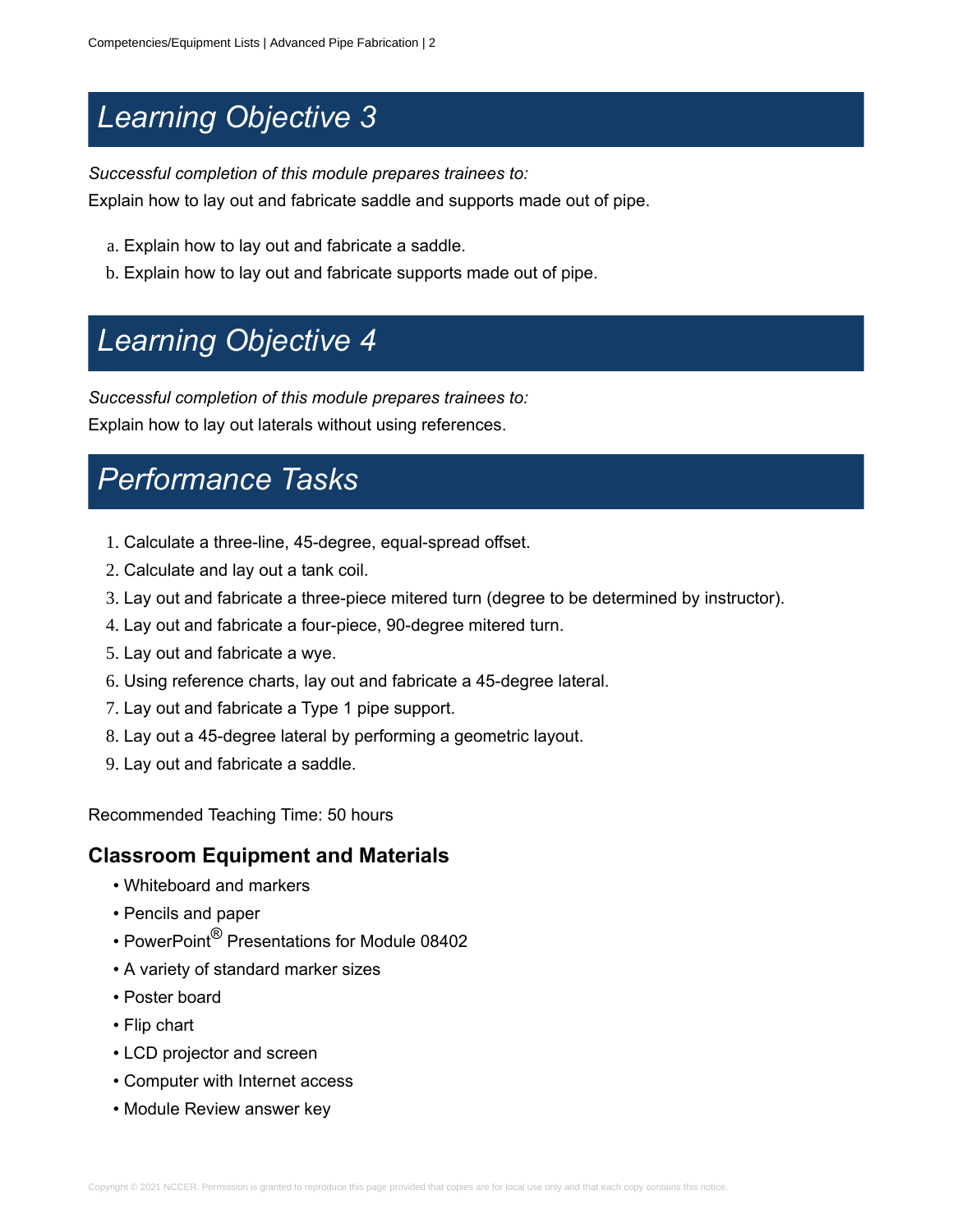# Learning Objective 3

*Successful completion of this module prepares trainees to:*

Explain how to lay out and fabricate saddle and supports made out of pipe.

a. Explain how to lay out and fabricate a saddle.
b. Explain how to lay out and fabricate supports made out of pipe.

# Learning Objective 4

*Successful completion of this module prepares trainees to:*

Explain how to lay out laterals without using references.

# Performance Tasks

1. Calculate a three-line, 45-degree, equal-spread offset.
2. Calculate and lay out a tank coil.
3. Lay out and fabricate a three-piece mitered turn (degree to be determined by instructor).
4. Lay out and fabricate a four-piece, 90-degree mitered turn.
5. Lay out and fabricate a wye.
6. Using reference charts, lay out and fabricate a 45-degree lateral.
7. Lay out and fabricate a Type 1 pipe support.
8. Lay out a 45-degree lateral by performing a geometric layout.
9. Lay out and fabricate a saddle.

Recommended Teaching Time: 50 hours

## Classroom Equipment and Materials

- Whiteboard and markers
- Pencils and paper
- PowerPoint® Presentations for Module 08402
- A variety of standard marker sizes
- Poster board
- Flip chart
- LCD projector and screen
- Computer with Internet access
- Module Review answer key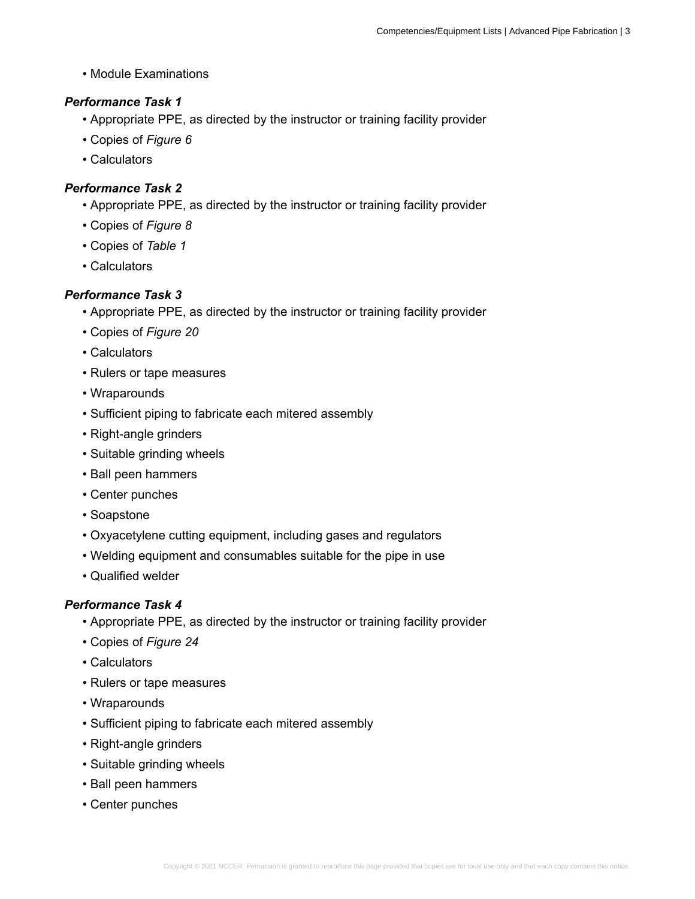- Module Examinations

***Performance Task 1***

- Appropriate PPE, as directed by the instructor or training facility provider
- Copies of *Figure 6*
- Calculators

***Performance Task 2***

- Appropriate PPE, as directed by the instructor or training facility provider
- Copies of *Figure 8*
- Copies of *Table 1*
- Calculators

***Performance Task 3***

- Appropriate PPE, as directed by the instructor or training facility provider
- Copies of *Figure 20*
- Calculators
- Rulers or tape measures
- Wraparounds
- Sufficient piping to fabricate each mitered assembly
- Right-angle grinders
- Suitable grinding wheels
- Ball peen hammers
- Center punches
- Soapstone
- Oxyacetylene cutting equipment, including gases and regulators
- Welding equipment and consumables suitable for the pipe in use
- Qualified welder

***Performance Task 4***

- Appropriate PPE, as directed by the instructor or training facility provider
- Copies of *Figure 24*
- Calculators
- Rulers or tape measures
- Wraparounds
- Sufficient piping to fabricate each mitered assembly
- Right-angle grinders
- Suitable grinding wheels
- Ball peen hammers
- Center punches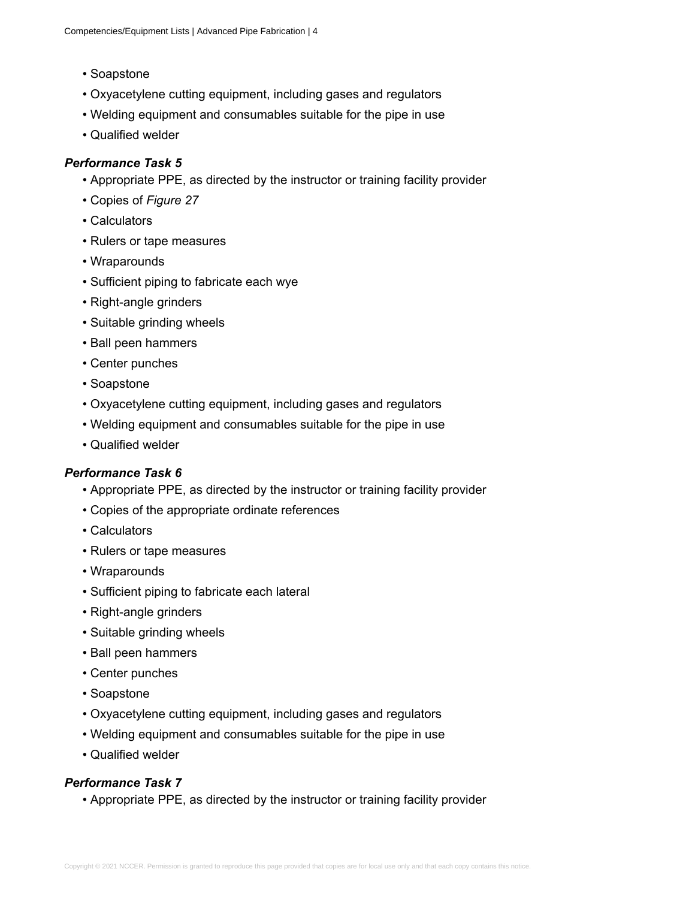- Soapstone
- Oxyacetylene cutting equipment, including gases and regulators
- Welding equipment and consumables suitable for the pipe in use
- Qualified welder

***Performance Task 5***

- Appropriate PPE, as directed by the instructor or training facility provider
- Copies of *Figure 27*
- Calculators
- Rulers or tape measures
- Wraparounds
- Sufficient piping to fabricate each wye
- Right-angle grinders
- Suitable grinding wheels
- Ball peen hammers
- Center punches
- Soapstone
- Oxyacetylene cutting equipment, including gases and regulators
- Welding equipment and consumables suitable for the pipe in use
- Qualified welder

***Performance Task 6***

- Appropriate PPE, as directed by the instructor or training facility provider
- Copies of the appropriate ordinate references
- Calculators
- Rulers or tape measures
- Wraparounds
- Sufficient piping to fabricate each lateral
- Right-angle grinders
- Suitable grinding wheels
- Ball peen hammers
- Center punches
- Soapstone
- Oxyacetylene cutting equipment, including gases and regulators
- Welding equipment and consumables suitable for the pipe in use
- Qualified welder

***Performance Task 7***

- Appropriate PPE, as directed by the instructor or training facility provider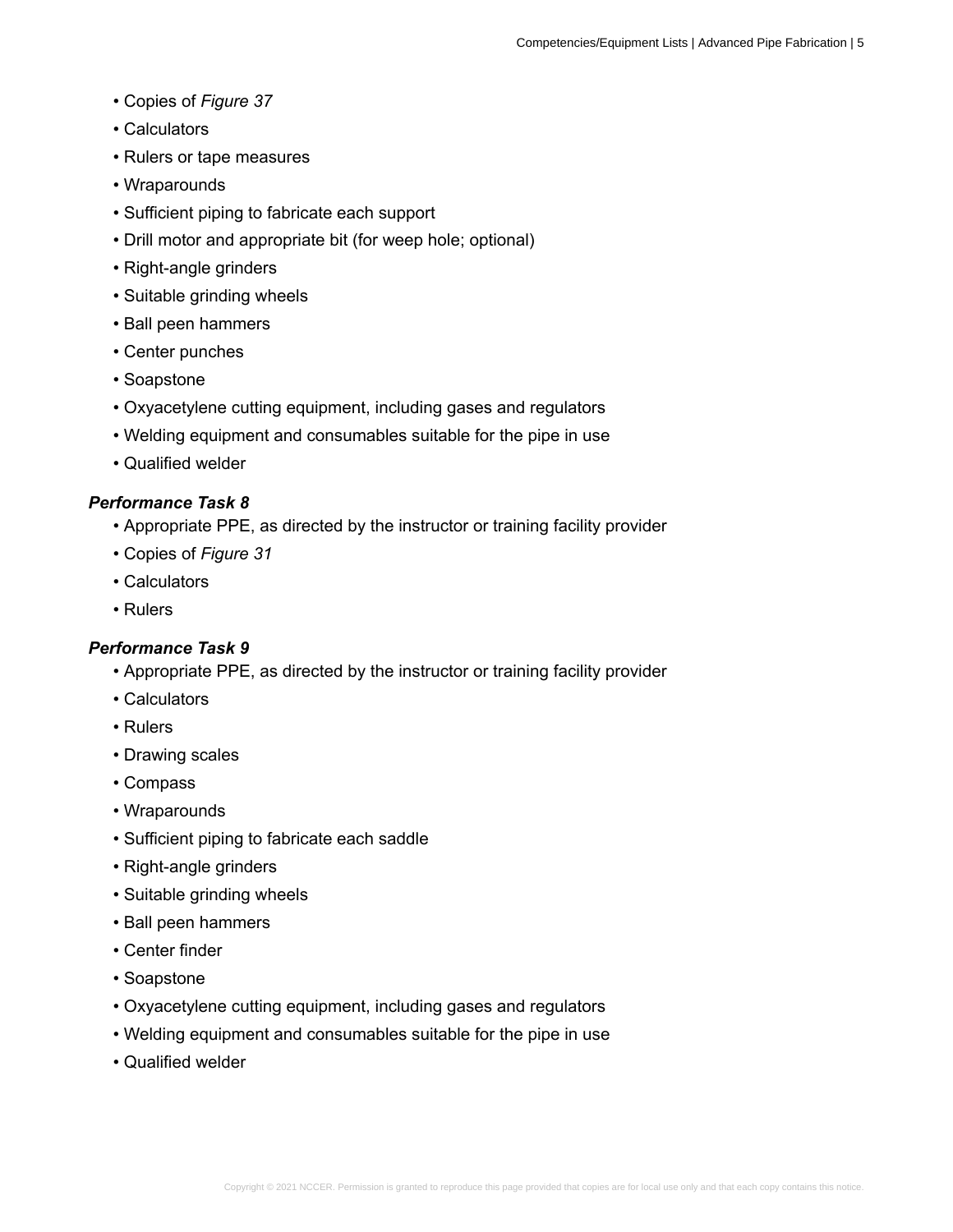- Copies of *Figure 37*
- Calculators
- Rulers or tape measures
- Wraparounds
- Sufficient piping to fabricate each support
- Drill motor and appropriate bit (for weep hole; optional)
- Right-angle grinders
- Suitable grinding wheels
- Ball peen hammers
- Center punches
- Soapstone
- Oxyacetylene cutting equipment, including gases and regulators
- Welding equipment and consumables suitable for the pipe in use
- Qualified welder

***Performance Task 8***

- Appropriate PPE, as directed by the instructor or training facility provider
- Copies of *Figure 31*
- Calculators
- Rulers

***Performance Task 9***

- Appropriate PPE, as directed by the instructor or training facility provider
- Calculators
- Rulers
- Drawing scales
- Compass
- Wraparounds
- Sufficient piping to fabricate each saddle
- Right-angle grinders
- Suitable grinding wheels
- Ball peen hammers
- Center finder
- Soapstone
- Oxyacetylene cutting equipment, including gases and regulators
- Welding equipment and consumables suitable for the pipe in use
- Qualified welder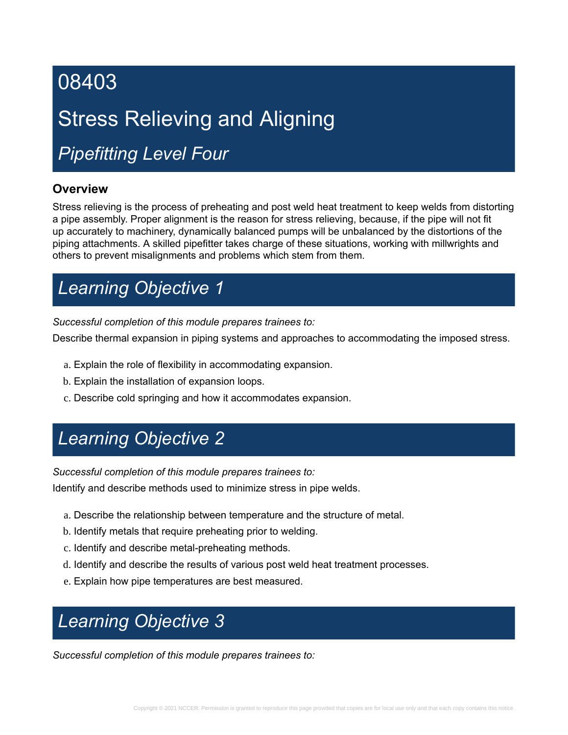# 08403

# Stress Relieving and Aligning

## *Pipefitting Level Four*

### Overview

Stress relieving is the process of preheating and post weld heat treatment to keep welds from distorting a pipe assembly. Proper alignment is the reason for stress relieving, because, if the pipe will not fit up accurately to machinery, dynamically balanced pumps will be unbalanced by the distortions of the piping attachments. A skilled pipefitter takes charge of these situations, working with millwrights and others to prevent misalignments and problems which stem from them.

## *Learning Objective 1*

*Successful completion of this module prepares trainees to:*

Describe thermal expansion in piping systems and approaches to accommodating the imposed stress.

a. Explain the role of flexibility in accommodating expansion.
b. Explain the installation of expansion loops.
c. Describe cold springing and how it accommodates expansion.

## *Learning Objective 2*

*Successful completion of this module prepares trainees to:*

Identify and describe methods used to minimize stress in pipe welds.

a. Describe the relationship between temperature and the structure of metal.
b. Identify metals that require preheating prior to welding.
c. Identify and describe metal-preheating methods.
d. Identify and describe the results of various post weld heat treatment processes.
e. Explain how pipe temperatures are best measured.

## *Learning Objective 3*

*Successful completion of this module prepares trainees to:*

Copyright © 2021 NCCER. Permission is granted to reproduce this page provided that copies are for local use only and that each copy contains this notice.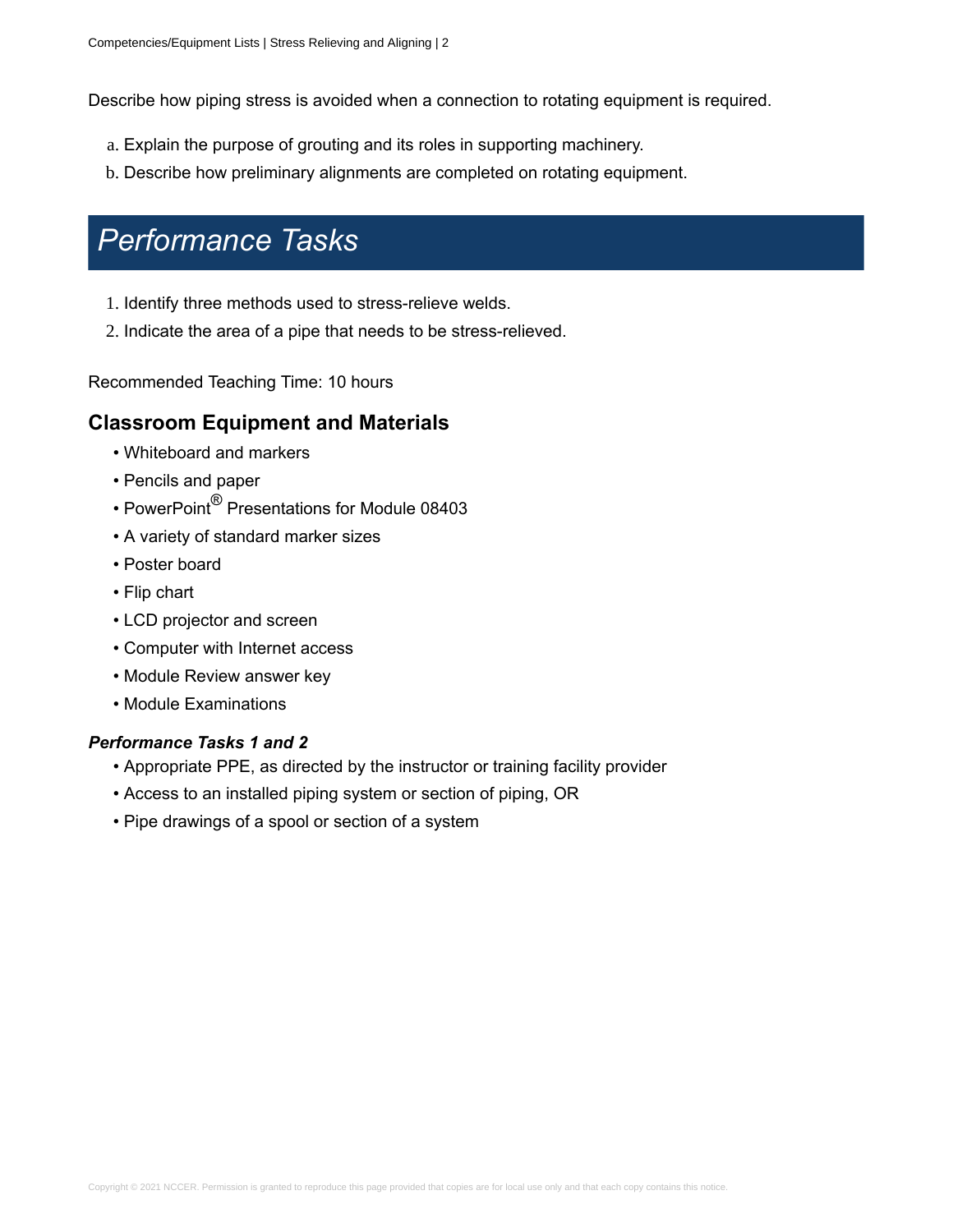Describe how piping stress is avoided when a connection to rotating equipment is required.

a. Explain the purpose of grouting and its roles in supporting machinery.
b. Describe how preliminary alignments are completed on rotating equipment.

# Performance Tasks

1. Identify three methods used to stress-relieve welds.
2. Indicate the area of a pipe that needs to be stress-relieved.

Recommended Teaching Time: 10 hours

## Classroom Equipment and Materials

- Whiteboard and markers
- Pencils and paper
- PowerPoint® Presentations for Module 08403
- A variety of standard marker sizes
- Poster board
- Flip chart
- LCD projector and screen
- Computer with Internet access
- Module Review answer key
- Module Examinations

***Performance Tasks 1 and 2***

- Appropriate PPE, as directed by the instructor or training facility provider
- Access to an installed piping system or section of piping, OR
- Pipe drawings of a spool or section of a system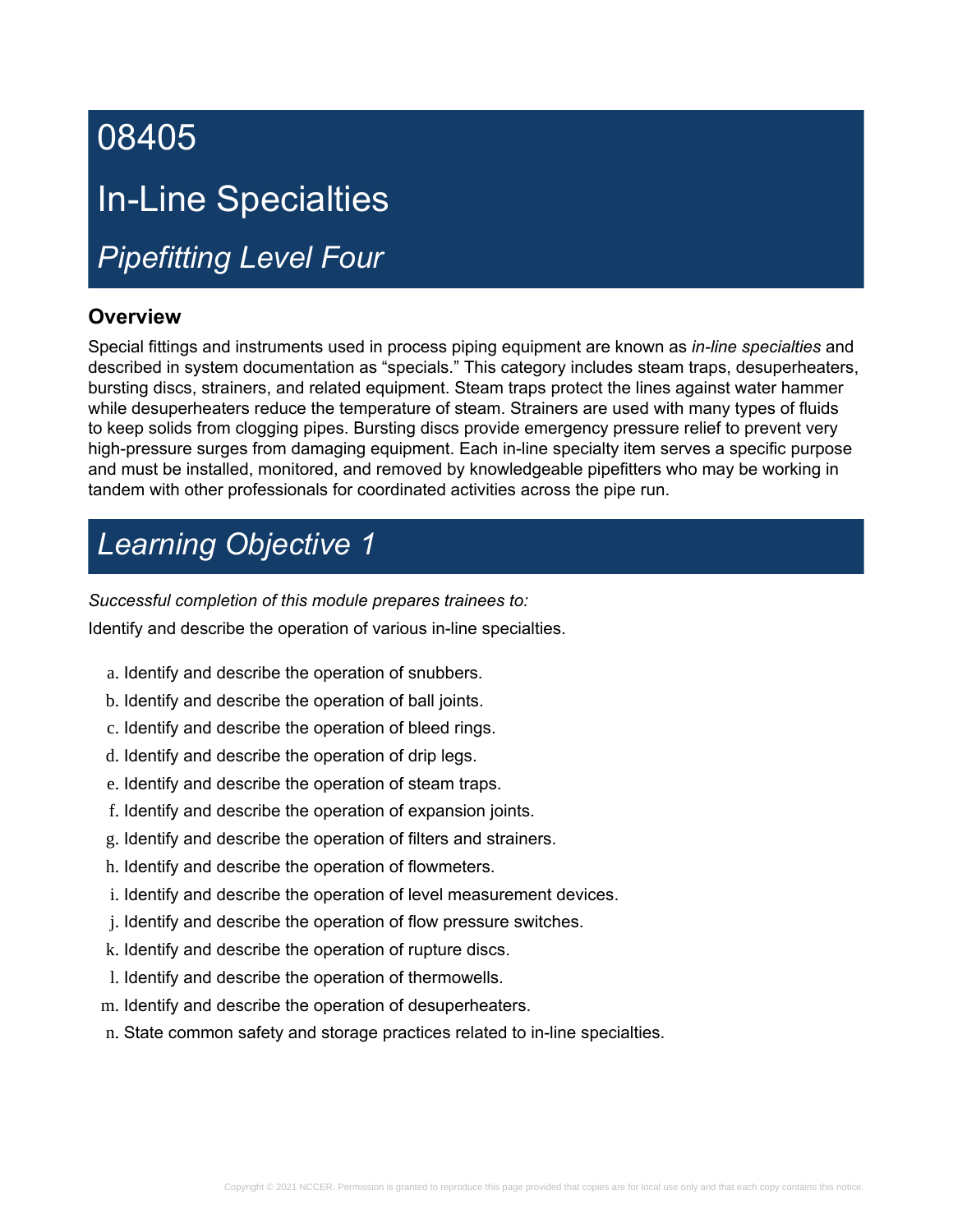# 08405

# In-Line Specialties

## *Pipefitting Level Four*

### Overview

Special fittings and instruments used in process piping equipment are known as *in-line specialties* and described in system documentation as "specials." This category includes steam traps, desuperheaters, bursting discs, strainers, and related equipment. Steam traps protect the lines against water hammer while desuperheaters reduce the temperature of steam. Strainers are used with many types of fluids to keep solids from clogging pipes. Bursting discs provide emergency pressure relief to prevent very high-pressure surges from damaging equipment. Each in-line specialty item serves a specific purpose and must be installed, monitored, and removed by knowledgeable pipefitters who may be working in tandem with other professionals for coordinated activities across the pipe run.

## *Learning Objective 1*

*Successful completion of this module prepares trainees to:*

Identify and describe the operation of various in-line specialties.

a. Identify and describe the operation of snubbers.
b. Identify and describe the operation of ball joints.
c. Identify and describe the operation of bleed rings.
d. Identify and describe the operation of drip legs.
e. Identify and describe the operation of steam traps.
f. Identify and describe the operation of expansion joints.
g. Identify and describe the operation of filters and strainers.
h. Identify and describe the operation of flowmeters.
i. Identify and describe the operation of level measurement devices.
j. Identify and describe the operation of flow pressure switches.
k. Identify and describe the operation of rupture discs.
l. Identify and describe the operation of thermowells.
m. Identify and describe the operation of desuperheaters.
n. State common safety and storage practices related to in-line specialties.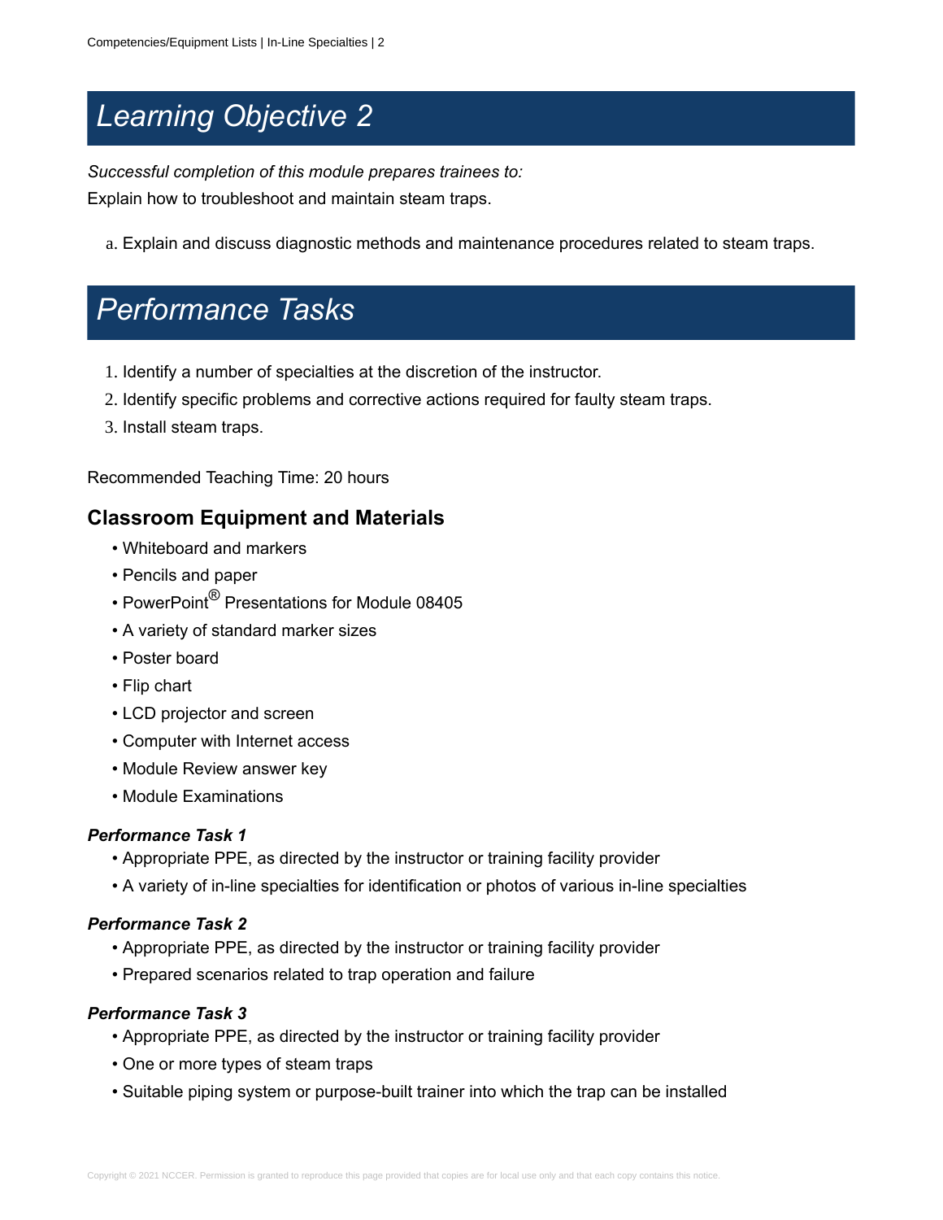# Learning Objective 2

*Successful completion of this module prepares trainees to:*

Explain how to troubleshoot and maintain steam traps.

a. Explain and discuss diagnostic methods and maintenance procedures related to steam traps.

# Performance Tasks

1. Identify a number of specialties at the discretion of the instructor.
2. Identify specific problems and corrective actions required for faulty steam traps.
3. Install steam traps.

Recommended Teaching Time: 20 hours

## Classroom Equipment and Materials

- Whiteboard and markers
- Pencils and paper
- PowerPoint® Presentations for Module 08405
- A variety of standard marker sizes
- Poster board
- Flip chart
- LCD projector and screen
- Computer with Internet access
- Module Review answer key
- Module Examinations

### *Performance Task 1*

- Appropriate PPE, as directed by the instructor or training facility provider
- A variety of in-line specialties for identification or photos of various in-line specialties

### *Performance Task 2*

- Appropriate PPE, as directed by the instructor or training facility provider
- Prepared scenarios related to trap operation and failure

### *Performance Task 3*

- Appropriate PPE, as directed by the instructor or training facility provider
- One or more types of steam traps
- Suitable piping system or purpose-built trainer into which the trap can be installed

Copyright © 2021 NCCER. Permission is granted to reproduce this page provided that copies are for local use only and that each copy contains this notice.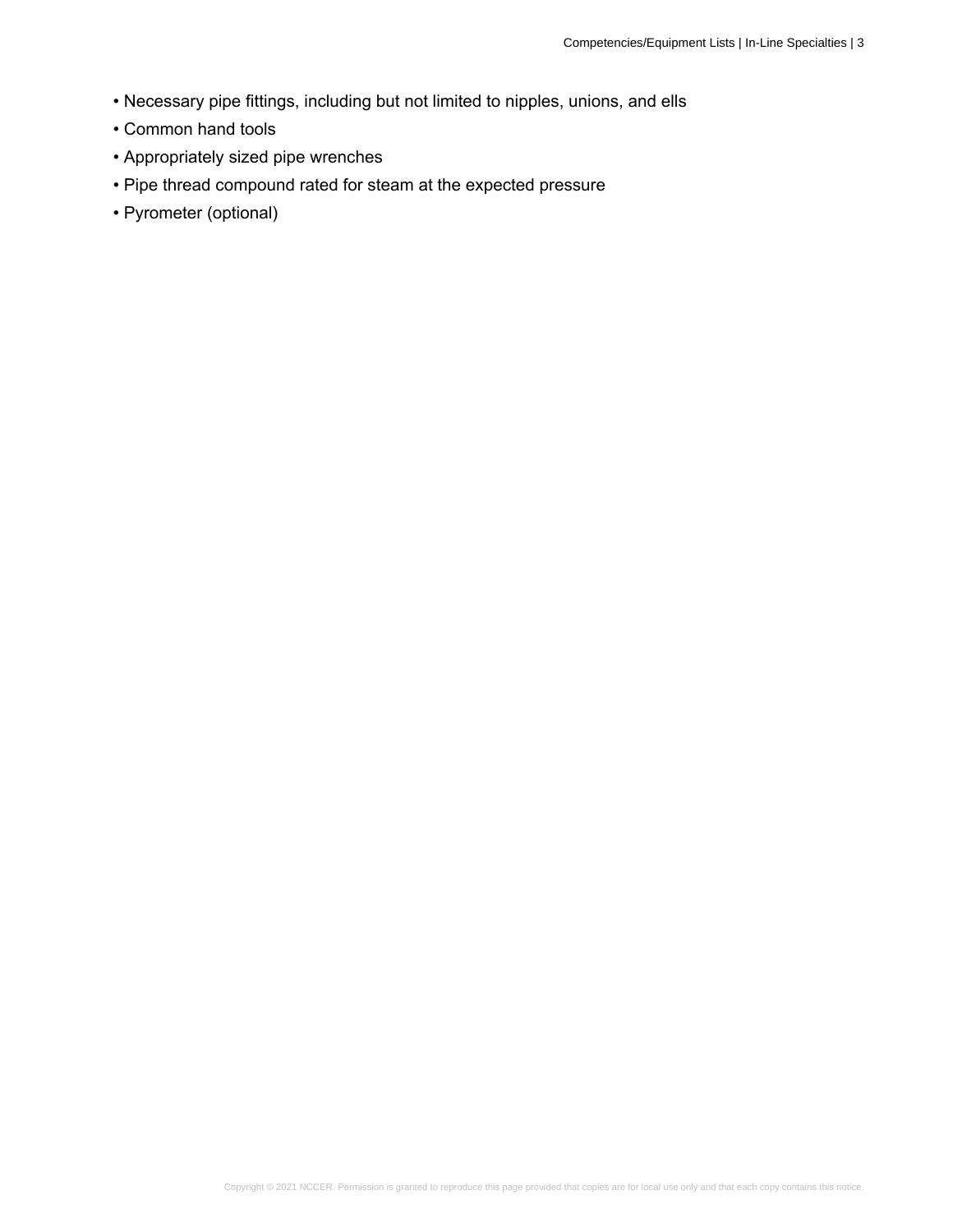- Necessary pipe fittings, including but not limited to nipples, unions, and ells
- Common hand tools
- Appropriately sized pipe wrenches
- Pipe thread compound rated for steam at the expected pressure
- Pyrometer (optional)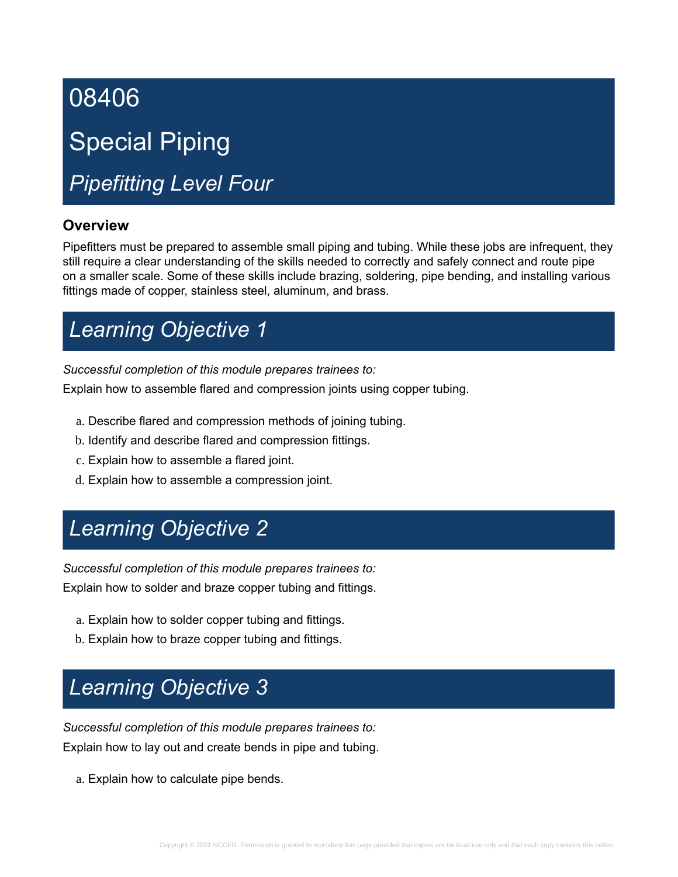# 08406

# Special Piping

## *Pipefitting Level Four*

### Overview

Pipefitters must be prepared to assemble small piping and tubing. While these jobs are infrequent, they still require a clear understanding of the skills needed to correctly and safely connect and route pipe on a smaller scale. Some of these skills include brazing, soldering, pipe bending, and installing various fittings made of copper, stainless steel, aluminum, and brass.

## *Learning Objective 1*

*Successful completion of this module prepares trainees to:*

Explain how to assemble flared and compression joints using copper tubing.

a. Describe flared and compression methods of joining tubing.
b. Identify and describe flared and compression fittings.
c. Explain how to assemble a flared joint.
d. Explain how to assemble a compression joint.

## *Learning Objective 2*

*Successful completion of this module prepares trainees to:*

Explain how to solder and braze copper tubing and fittings.

a. Explain how to solder copper tubing and fittings.
b. Explain how to braze copper tubing and fittings.

## *Learning Objective 3*

*Successful completion of this module prepares trainees to:*

Explain how to lay out and create bends in pipe and tubing.

a. Explain how to calculate pipe bends.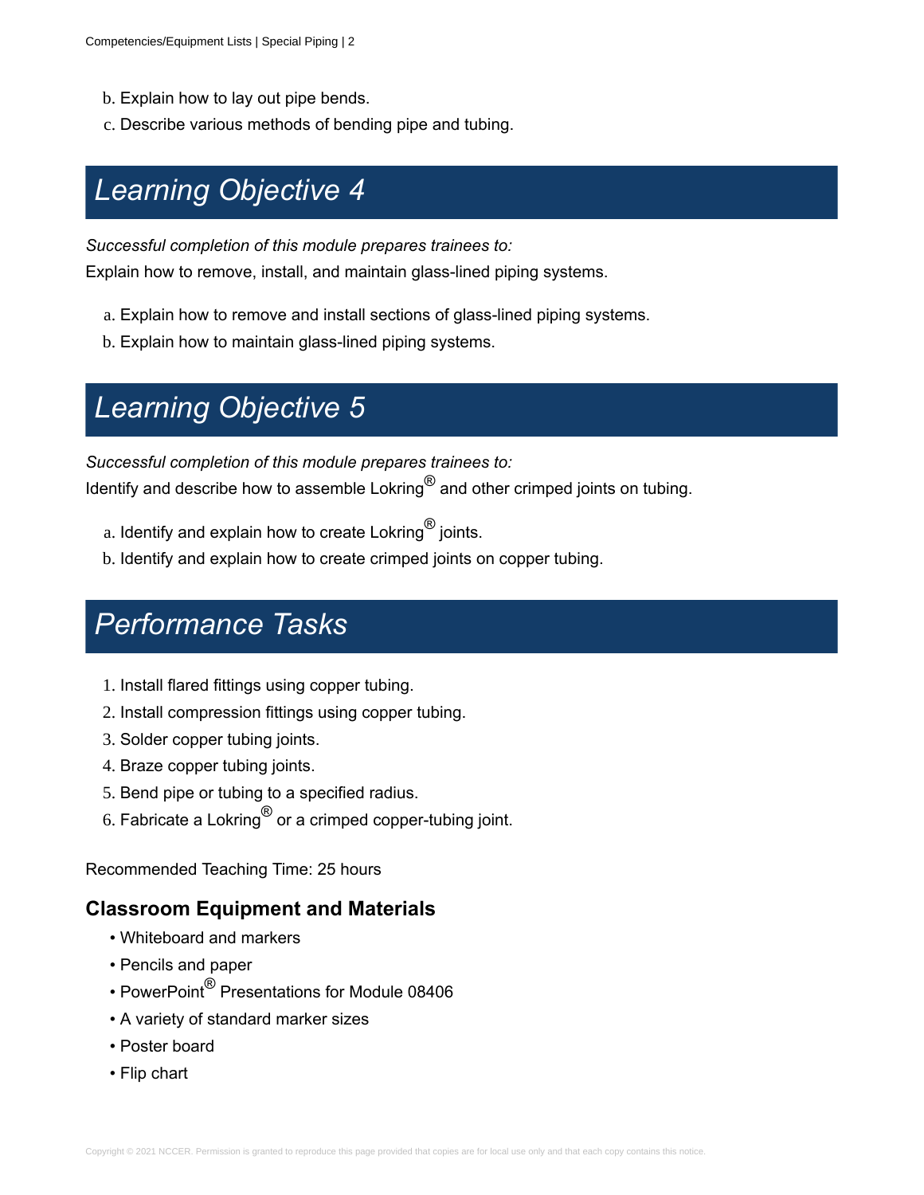b. Explain how to lay out pipe bends.
c. Describe various methods of bending pipe and tubing.

## Learning Objective 4

*Successful completion of this module prepares trainees to:*
Explain how to remove, install, and maintain glass-lined piping systems.

a. Explain how to remove and install sections of glass-lined piping systems.
b. Explain how to maintain glass-lined piping systems.

## Learning Objective 5

*Successful completion of this module prepares trainees to:*
Identify and describe how to assemble Lokring® and other crimped joints on tubing.

a. Identify and explain how to create Lokring® joints.
b. Identify and explain how to create crimped joints on copper tubing.

## Performance Tasks

1. Install flared fittings using copper tubing.
2. Install compression fittings using copper tubing.
3. Solder copper tubing joints.
4. Braze copper tubing joints.
5. Bend pipe or tubing to a specified radius.
6. Fabricate a Lokring® or a crimped copper-tubing joint.

Recommended Teaching Time: 25 hours

### Classroom Equipment and Materials

- Whiteboard and markers
- Pencils and paper
- PowerPoint® Presentations for Module 08406
- A variety of standard marker sizes
- Poster board
- Flip chart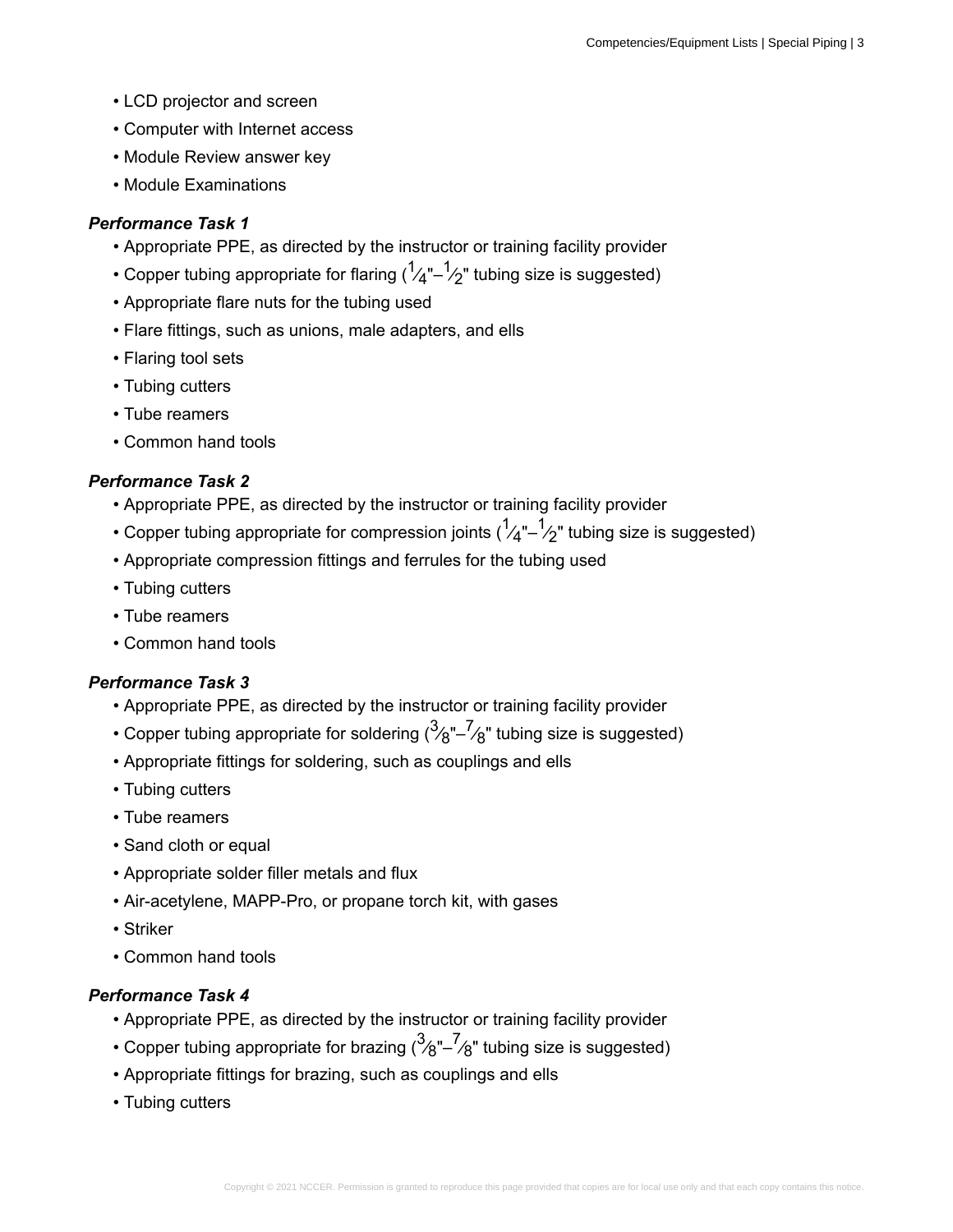- LCD projector and screen
- Computer with Internet access
- Module Review answer key
- Module Examinations

***Performance Task 1***

- Appropriate PPE, as directed by the instructor or training facility provider
- Copper tubing appropriate for flaring (¼"–½" tubing size is suggested)
- Appropriate flare nuts for the tubing used
- Flare fittings, such as unions, male adapters, and ells
- Flaring tool sets
- Tubing cutters
- Tube reamers
- Common hand tools

***Performance Task 2***

- Appropriate PPE, as directed by the instructor or training facility provider
- Copper tubing appropriate for compression joints (¼"–½" tubing size is suggested)
- Appropriate compression fittings and ferrules for the tubing used
- Tubing cutters
- Tube reamers
- Common hand tools

***Performance Task 3***

- Appropriate PPE, as directed by the instructor or training facility provider
- Copper tubing appropriate for soldering (⅜"–⅞" tubing size is suggested)
- Appropriate fittings for soldering, such as couplings and ells
- Tubing cutters
- Tube reamers
- Sand cloth or equal
- Appropriate solder filler metals and flux
- Air-acetylene, MAPP-Pro, or propane torch kit, with gases
- Striker
- Common hand tools

***Performance Task 4***

- Appropriate PPE, as directed by the instructor or training facility provider
- Copper tubing appropriate for brazing (⅜"–⅞" tubing size is suggested)
- Appropriate fittings for brazing, such as couplings and ells
- Tubing cutters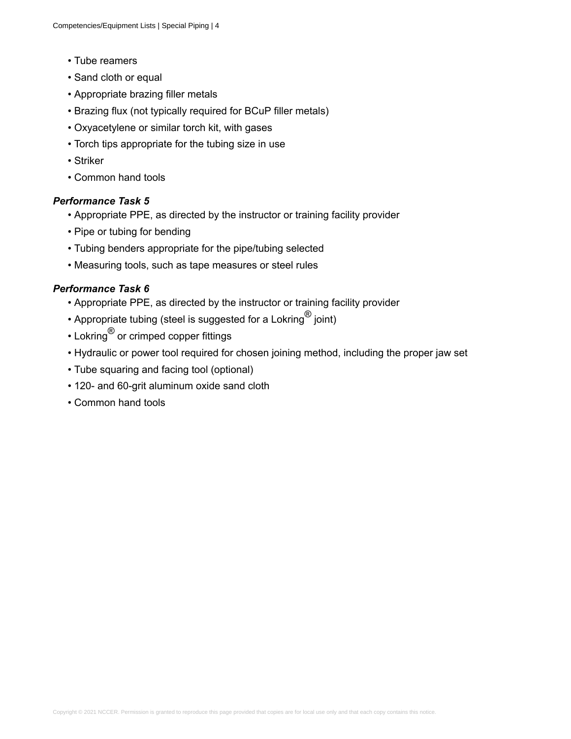- Tube reamers
- Sand cloth or equal
- Appropriate brazing filler metals
- Brazing flux (not typically required for BCuP filler metals)
- Oxyacetylene or similar torch kit, with gases
- Torch tips appropriate for the tubing size in use
- Striker
- Common hand tools

***Performance Task 5***

- Appropriate PPE, as directed by the instructor or training facility provider
- Pipe or tubing for bending
- Tubing benders appropriate for the pipe/tubing selected
- Measuring tools, such as tape measures or steel rules

***Performance Task 6***

- Appropriate PPE, as directed by the instructor or training facility provider
- Appropriate tubing (steel is suggested for a Lokring® joint)
- Lokring® or crimped copper fittings
- Hydraulic or power tool required for chosen joining method, including the proper jaw set
- Tube squaring and facing tool (optional)
- 120- and 60-grit aluminum oxide sand cloth
- Common hand tools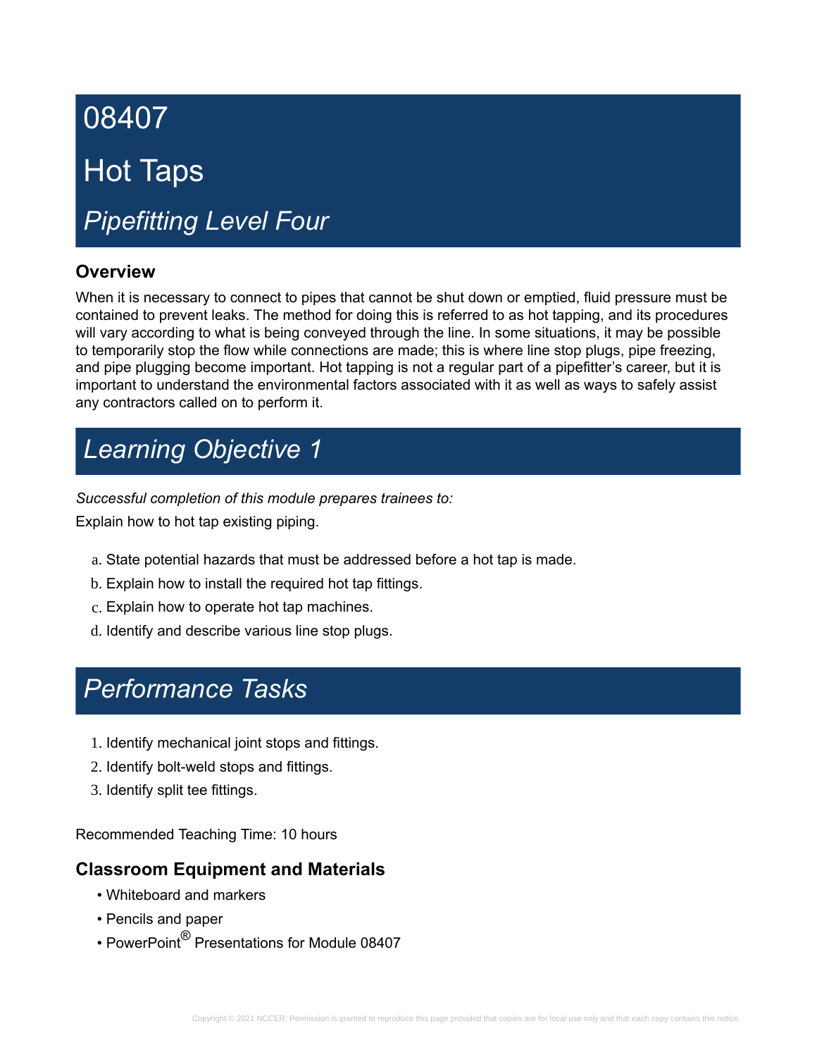# 08407

# Hot Taps

## *Pipefitting Level Four*

### Overview

When it is necessary to connect to pipes that cannot be shut down or emptied, fluid pressure must be contained to prevent leaks. The method for doing this is referred to as hot tapping, and its procedures will vary according to what is being conveyed through the line. In some situations, it may be possible to temporarily stop the flow while connections are made; this is where line stop plugs, pipe freezing, and pipe plugging become important. Hot tapping is not a regular part of a pipefitter's career, but it is important to understand the environmental factors associated with it as well as ways to safely assist any contractors called on to perform it.

## *Learning Objective 1*

*Successful completion of this module prepares trainees to:*

Explain how to hot tap existing piping.

a. State potential hazards that must be addressed before a hot tap is made.
b. Explain how to install the required hot tap fittings.
c. Explain how to operate hot tap machines.
d. Identify and describe various line stop plugs.

## *Performance Tasks*

1. Identify mechanical joint stops and fittings.
2. Identify bolt-weld stops and fittings.
3. Identify split tee fittings.

Recommended Teaching Time: 10 hours

### Classroom Equipment and Materials

- Whiteboard and markers
- Pencils and paper
- PowerPoint® Presentations for Module 08407

Copyright © 2021 NCCER. Permission is granted to reproduce this page provided that copies are for local use only and that each copy contains this notice.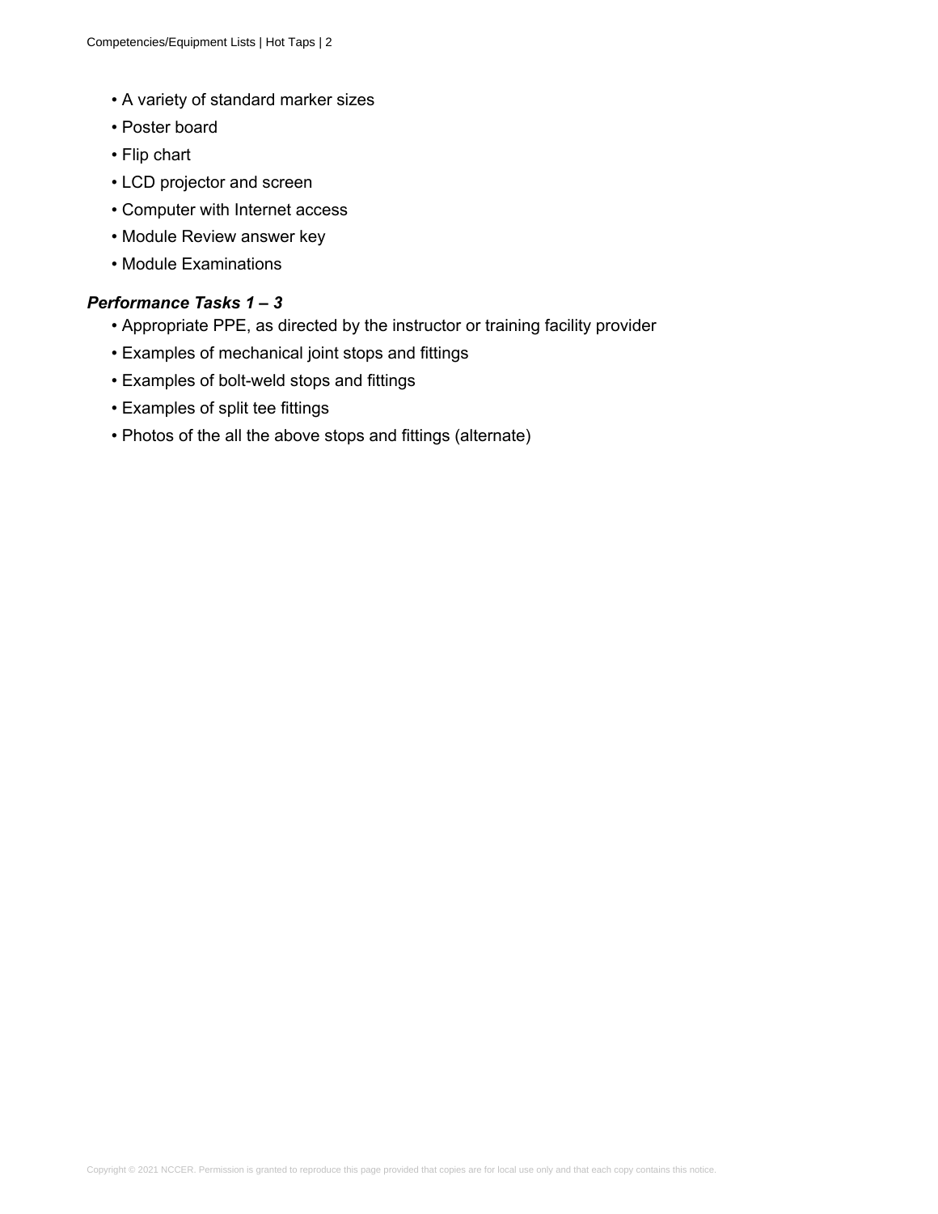- A variety of standard marker sizes
- Poster board
- Flip chart
- LCD projector and screen
- Computer with Internet access
- Module Review answer key
- Module Examinations

***Performance Tasks 1 – 3***

- Appropriate PPE, as directed by the instructor or training facility provider
- Examples of mechanical joint stops and fittings
- Examples of bolt-weld stops and fittings
- Examples of split tee fittings
- Photos of the all the above stops and fittings (alternate)

Copyright © 2021 NCCER. Permission is granted to reproduce this page provided that copies are for local use only and that each copy contains this notice.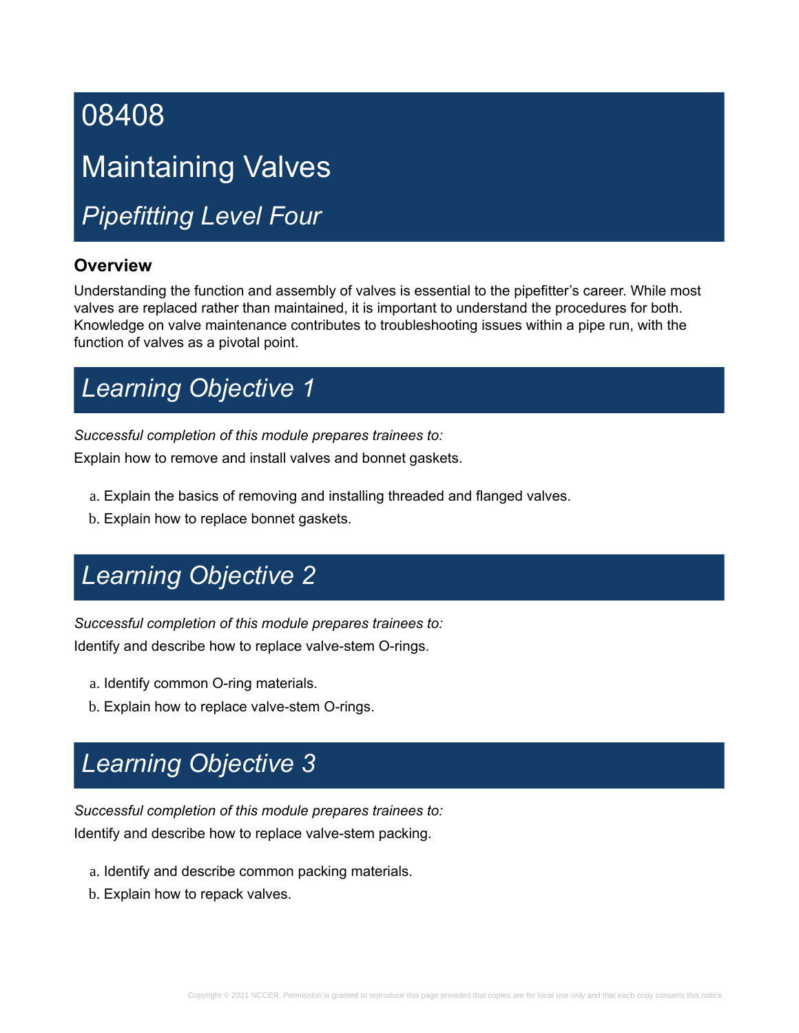# 08408

# Maintaining Valves

## *Pipefitting Level Four*

### Overview

Understanding the function and assembly of valves is essential to the pipefitter's career. While most valves are replaced rather than maintained, it is important to understand the procedures for both. Knowledge on valve maintenance contributes to troubleshooting issues within a pipe run, with the function of valves as a pivotal point.

## *Learning Objective 1*

*Successful completion of this module prepares trainees to:*

Explain how to remove and install valves and bonnet gaskets.

a. Explain the basics of removing and installing threaded and flanged valves.
b. Explain how to replace bonnet gaskets.

## *Learning Objective 2*

*Successful completion of this module prepares trainees to:*

Identify and describe how to replace valve-stem O-rings.

a. Identify common O-ring materials.
b. Explain how to replace valve-stem O-rings.

## *Learning Objective 3*

*Successful completion of this module prepares trainees to:*

Identify and describe how to replace valve-stem packing.

a. Identify and describe common packing materials.
b. Explain how to repack valves.

Copyright © 2021 NCCER. Permission is granted to reproduce this page provided that copies are for local use only and that each copy contains this notice.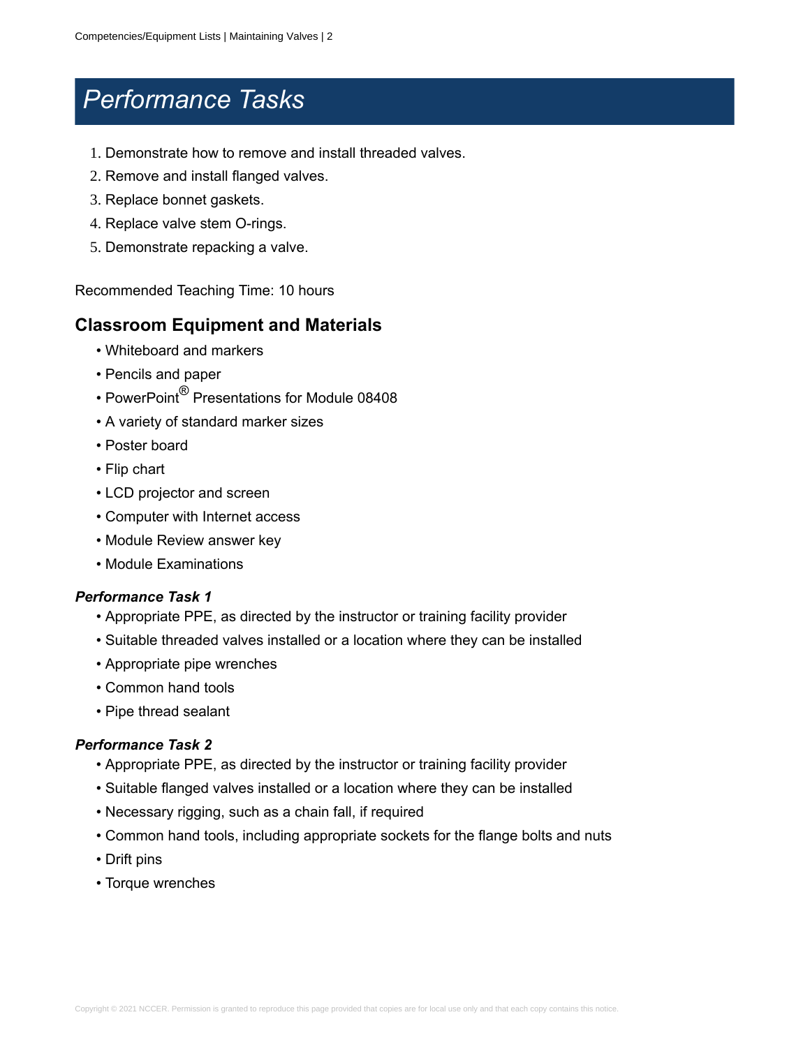# *Performance Tasks*

1. Demonstrate how to remove and install threaded valves.
2. Remove and install flanged valves.
3. Replace bonnet gaskets.
4. Replace valve stem O-rings.
5. Demonstrate repacking a valve.

Recommended Teaching Time: 10 hours

## Classroom Equipment and Materials

- Whiteboard and markers
- Pencils and paper
- PowerPoint® Presentations for Module 08408
- A variety of standard marker sizes
- Poster board
- Flip chart
- LCD projector and screen
- Computer with Internet access
- Module Review answer key
- Module Examinations

### *Performance Task 1*

- Appropriate PPE, as directed by the instructor or training facility provider
- Suitable threaded valves installed or a location where they can be installed
- Appropriate pipe wrenches
- Common hand tools
- Pipe thread sealant

### *Performance Task 2*

- Appropriate PPE, as directed by the instructor or training facility provider
- Suitable flanged valves installed or a location where they can be installed
- Necessary rigging, such as a chain fall, if required
- Common hand tools, including appropriate sockets for the flange bolts and nuts
- Drift pins
- Torque wrenches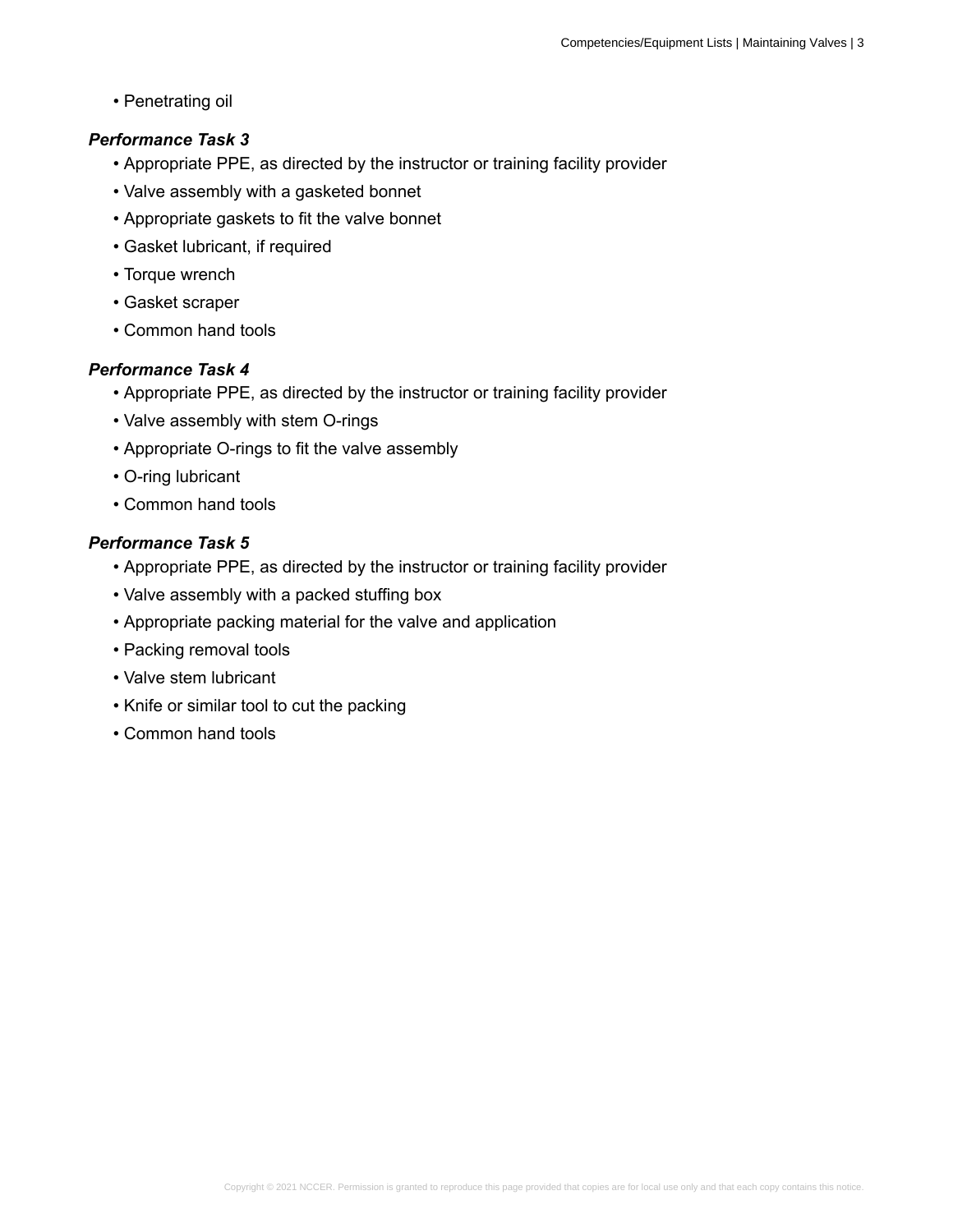- Penetrating oil

***Performance Task 3***

- Appropriate PPE, as directed by the instructor or training facility provider
- Valve assembly with a gasketed bonnet
- Appropriate gaskets to fit the valve bonnet
- Gasket lubricant, if required
- Torque wrench
- Gasket scraper
- Common hand tools

***Performance Task 4***

- Appropriate PPE, as directed by the instructor or training facility provider
- Valve assembly with stem O-rings
- Appropriate O-rings to fit the valve assembly
- O-ring lubricant
- Common hand tools

***Performance Task 5***

- Appropriate PPE, as directed by the instructor or training facility provider
- Valve assembly with a packed stuffing box
- Appropriate packing material for the valve and application
- Packing removal tools
- Valve stem lubricant
- Knife or similar tool to cut the packing
- Common hand tools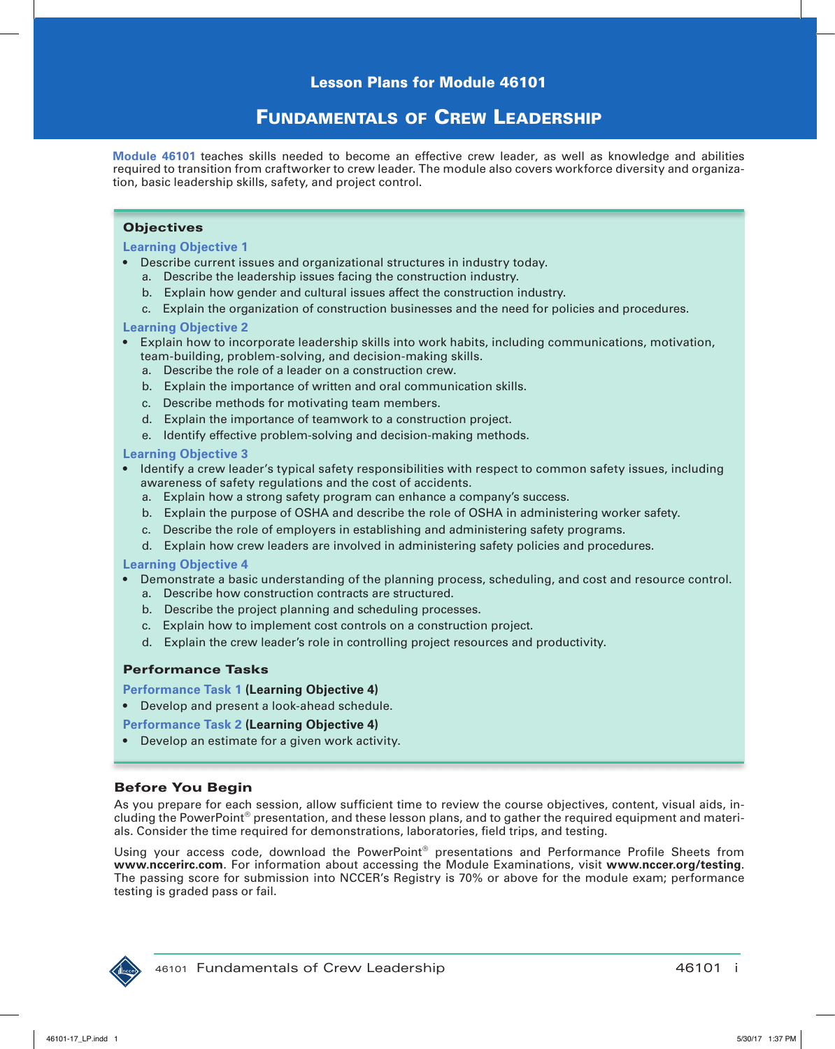# Lesson Plans for Module 46101

## Fundamentals of Crew Leadership

**Module 46101** teaches skills needed to become an effective crew leader, as well as knowledge and abilities required to transition from craftworker to crew leader. The module also covers workforce diversity and organization, basic leadership skills, safety, and project control.

### Objectives

**Learning Objective 1**

- Describe current issues and organizational structures in industry today.
  - a. Describe the leadership issues facing the construction industry.
  - b. Explain how gender and cultural issues affect the construction industry.
  - c. Explain the organization of construction businesses and the need for policies and procedures.

**Learning Objective 2**

- Explain how to incorporate leadership skills into work habits, including communications, motivation, team-building, problem-solving, and decision-making skills.
  - a. Describe the role of a leader on a construction crew.
  - b. Explain the importance of written and oral communication skills.
  - c. Describe methods for motivating team members.
  - d. Explain the importance of teamwork to a construction project.
  - e. Identify effective problem-solving and decision-making methods.

**Learning Objective 3**

- Identify a crew leader's typical safety responsibilities with respect to common safety issues, including awareness of safety regulations and the cost of accidents.
  - a. Explain how a strong safety program can enhance a company's success.
  - b. Explain the purpose of OSHA and describe the role of OSHA in administering worker safety.
  - c. Describe the role of employers in establishing and administering safety programs.
  - d. Explain how crew leaders are involved in administering safety policies and procedures.

**Learning Objective 4**

- Demonstrate a basic understanding of the planning process, scheduling, and cost and resource control.
  - a. Describe how construction contracts are structured.
  - b. Describe the project planning and scheduling processes.
  - c. Explain how to implement cost controls on a construction project.
  - d. Explain the crew leader's role in controlling project resources and productivity.

### Performance Tasks

**Performance Task 1 (Learning Objective 4)**

- Develop and present a look-ahead schedule.

**Performance Task 2 (Learning Objective 4)**

- Develop an estimate for a given work activity.

### Before You Begin

As you prepare for each session, allow sufficient time to review the course objectives, content, visual aids, including the PowerPoint® presentation, and these lesson plans, and to gather the required equipment and materials. Consider the time required for demonstrations, laboratories, field trips, and testing.

Using your access code, download the PowerPoint® presentations and Performance Profile Sheets from **www.nccerirc.com**. For information about accessing the Module Examinations, visit **www.nccer.org/testing**. The passing score for submission into NCCER's Registry is 70% or above for the module exam; performance testing is graded pass or fail.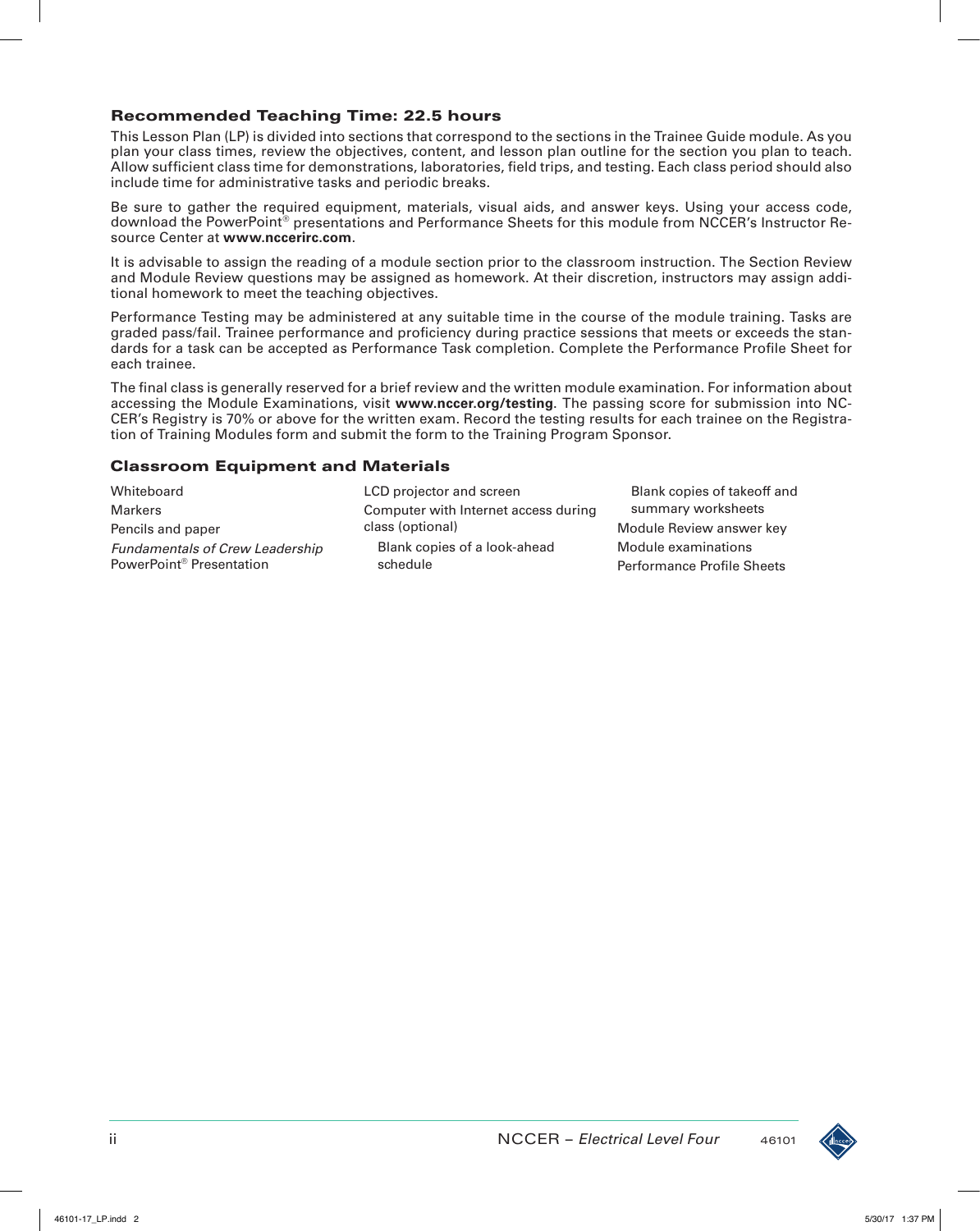## Recommended Teaching Time: 22.5 hours

This Lesson Plan (LP) is divided into sections that correspond to the sections in the Trainee Guide module. As you plan your class times, review the objectives, content, and lesson plan outline for the section you plan to teach. Allow sufficient class time for demonstrations, laboratories, field trips, and testing. Each class period should also include time for administrative tasks and periodic breaks.

Be sure to gather the required equipment, materials, visual aids, and answer keys. Using your access code, download the PowerPoint® presentations and Performance Sheets for this module from NCCER's Instructor Resource Center at **www.nccerirc.com**.

It is advisable to assign the reading of a module section prior to the classroom instruction. The Section Review and Module Review questions may be assigned as homework. At their discretion, instructors may assign additional homework to meet the teaching objectives.

Performance Testing may be administered at any suitable time in the course of the module training. Tasks are graded pass/fail. Trainee performance and proficiency during practice sessions that meets or exceeds the standards for a task can be accepted as Performance Task completion. Complete the Performance Profile Sheet for each trainee.

The final class is generally reserved for a brief review and the written module examination. For information about accessing the Module Examinations, visit **www.nccer.org/testing**. The passing score for submission into NCCER's Registry is 70% or above for the written exam. Record the testing results for each trainee on the Registration of Training Modules form and submit the form to the Training Program Sponsor.

## Classroom Equipment and Materials

- Whiteboard
- Markers
- Pencils and paper
- *Fundamentals of Crew Leadership* PowerPoint® Presentation
- LCD projector and screen
- Computer with Internet access during class (optional)
  - Blank copies of a look-ahead schedule
  - Blank copies of takeoff and summary worksheets
- Module Review answer key
- Module examinations
- Performance Profile Sheets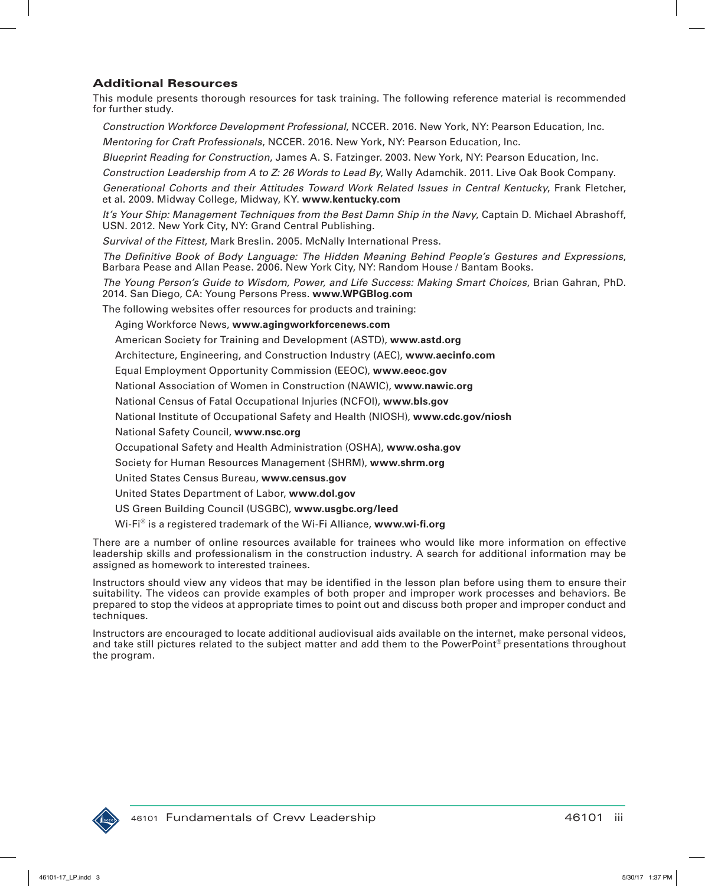### Additional Resources

This module presents thorough resources for task training. The following reference material is recommended for further study.

*Construction Workforce Development Professional*, NCCER. 2016. New York, NY: Pearson Education, Inc.

*Mentoring for Craft Professionals*, NCCER. 2016. New York, NY: Pearson Education, Inc.

*Blueprint Reading for Construction*, James A. S. Fatzinger. 2003. New York, NY: Pearson Education, Inc.

*Construction Leadership from A to Z: 26 Words to Lead By*, Wally Adamchik. 2011. Live Oak Book Company.

*Generational Cohorts and their Attitudes Toward Work Related Issues in Central Kentucky*, Frank Fletcher, et al. 2009. Midway College, Midway, KY. **www.kentucky.com**

*It's Your Ship: Management Techniques from the Best Damn Ship in the Navy*, Captain D. Michael Abrashoff, USN. 2012. New York City, NY: Grand Central Publishing.

*Survival of the Fittest*, Mark Breslin. 2005. McNally International Press.

*The Definitive Book of Body Language: The Hidden Meaning Behind People's Gestures and Expressions*, Barbara Pease and Allan Pease. 2006. New York City, NY: Random House / Bantam Books.

*The Young Person's Guide to Wisdom, Power, and Life Success: Making Smart Choices*, Brian Gahran, PhD. 2014. San Diego, CA: Young Persons Press. **www.WPGBlog.com**

The following websites offer resources for products and training:

- Aging Workforce News, **www.agingworkforcenews.com**
- American Society for Training and Development (ASTD), **www.astd.org**
- Architecture, Engineering, and Construction Industry (AEC), **www.aecinfo.com**
- Equal Employment Opportunity Commission (EEOC), **www.eeoc.gov**
- National Association of Women in Construction (NAWIC), **www.nawic.org**
- National Census of Fatal Occupational Injuries (NCFOI), **www.bls.gov**
- National Institute of Occupational Safety and Health (NIOSH), **www.cdc.gov/niosh**
- National Safety Council, **www.nsc.org**
- Occupational Safety and Health Administration (OSHA), **www.osha.gov**
- Society for Human Resources Management (SHRM), **www.shrm.org**
- United States Census Bureau, **www.census.gov**
- United States Department of Labor, **www.dol.gov**
- US Green Building Council (USGBC), **www.usgbc.org/leed**
- Wi-Fi® is a registered trademark of the Wi-Fi Alliance, **www.wi-fi.org**

There are a number of online resources available for trainees who would like more information on effective leadership skills and professionalism in the construction industry. A search for additional information may be assigned as homework to interested trainees.

Instructors should view any videos that may be identified in the lesson plan before using them to ensure their suitability. The videos can provide examples of both proper and improper work processes and behaviors. Be prepared to stop the videos at appropriate times to point out and discuss both proper and improper conduct and techniques.

Instructors are encouraged to locate additional audiovisual aids available on the internet, make personal videos, and take still pictures related to the subject matter and add them to the PowerPoint® presentations throughout the program.